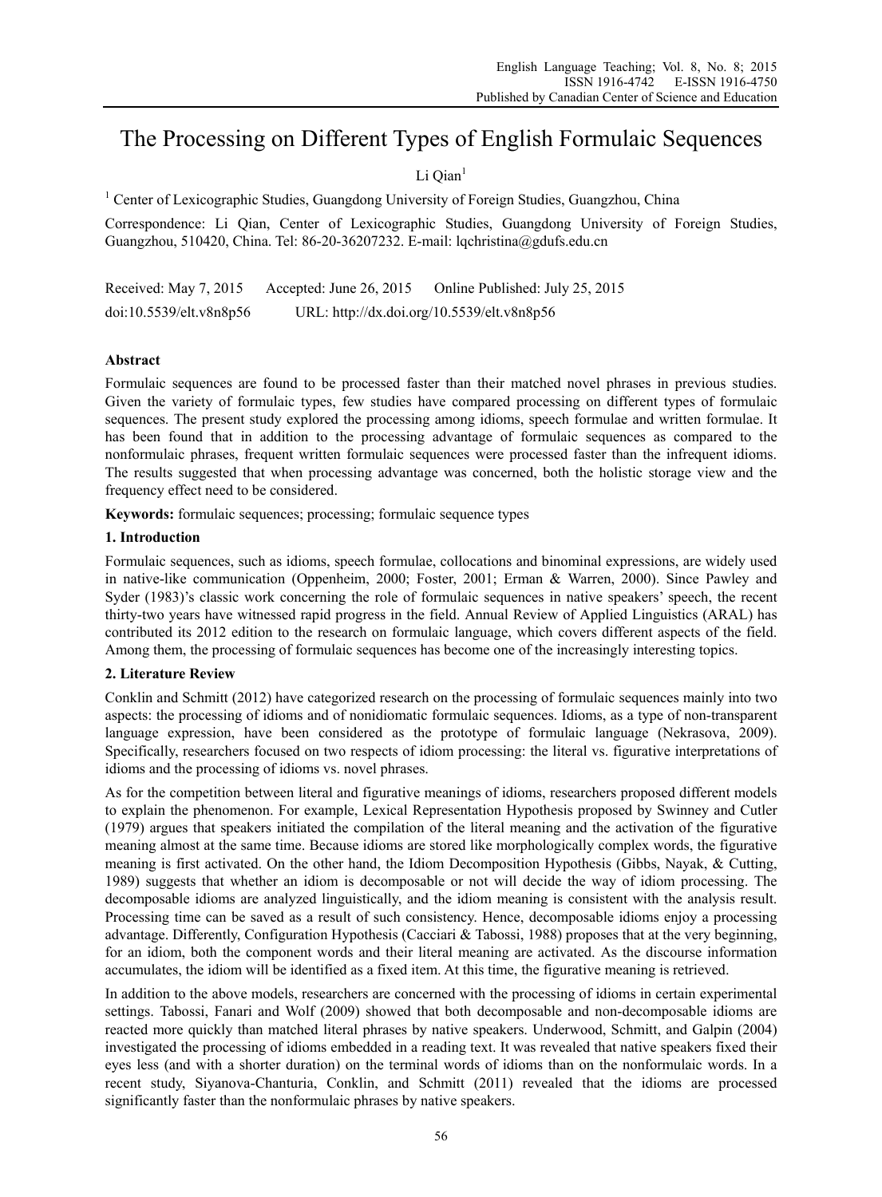# The Processing on Different Types of English Formulaic Sequences

Li Qian[1]

[1] Center of Lexicographic Studies, Guangdong University of Foreign Studies, Guangzhou, China

Correspondence: Li Qian, Center of Lexicographic Studies, Guangdong University of Foreign Studies, Guangzhou, 510420, China. Tel: 86-20-36207232. E-mail: lqchristina@gdufs.edu.cn

Received: May 7, 2015 Accepted: June 26, 2015 Online Published: July 25, 2015

doi:10.5539/elt.v8n8p56 URL: http://dx.doi.org/10.5539/elt.v8n8p56

## Abstract

Formulaic sequences are found to be processed faster than their matched novel phrases in previous studies. Given the variety of formulaic types, few studies have compared processing on different types of formulaic sequences. The present study explored the processing among idioms, speech formulae and written formulae. It has been found that in addition to the processing advantage of formulaic sequences as compared to the nonformulaic phrases, frequent written formulaic sequences were processed faster than the infrequent idioms. The results suggested that when processing advantage was concerned, both the holistic storage view and the frequency effect need to be considered.

**Keywords:** formulaic sequences; processing; formulaic sequence types

## 1. Introduction

Formulaic sequences, such as idioms, speech formulae, collocations and binominal expressions, are widely used in native-like communication (Oppenheim, 2000; Foster, 2001; Erman & Warren, 2000). Since Pawley and Syder (1983)'s classic work concerning the role of formulaic sequences in native speakers' speech, the recent thirty-two years have witnessed rapid progress in the field. Annual Review of Applied Linguistics (ARAL) has contributed its 2012 edition to the research on formulaic language, which covers different aspects of the field. Among them, the processing of formulaic sequences has become one of the increasingly interesting topics.

## 2. Literature Review

Conklin and Schmitt (2012) have categorized research on the processing of formulaic sequences mainly into two aspects: the processing of idioms and of nonidiomatic formulaic sequences. Idioms, as a type of non-transparent language expression, have been considered as the prototype of formulaic language (Nekrasova, 2009). Specifically, researchers focused on two respects of idiom processing: the literal vs. figurative interpretations of idioms and the processing of idioms vs. novel phrases.

As for the competition between literal and figurative meanings of idioms, researchers proposed different models to explain the phenomenon. For example, Lexical Representation Hypothesis proposed by Swinney and Cutler (1979) argues that speakers initiated the compilation of the literal meaning and the activation of the figurative meaning almost at the same time. Because idioms are stored like morphologically complex words, the figurative meaning is first activated. On the other hand, the Idiom Decomposition Hypothesis (Gibbs, Nayak, & Cutting, 1989) suggests that whether an idiom is decomposable or not will decide the way of idiom processing. The decomposable idioms are analyzed linguistically, and the idiom meaning is consistent with the analysis result. Processing time can be saved as a result of such consistency. Hence, decomposable idioms enjoy a processing advantage. Differently, Configuration Hypothesis (Cacciari & Tabossi, 1988) proposes that at the very beginning, for an idiom, both the component words and their literal meaning are activated. As the discourse information accumulates, the idiom will be identified as a fixed item. At this time, the figurative meaning is retrieved.

In addition to the above models, researchers are concerned with the processing of idioms in certain experimental settings. Tabossi, Fanari and Wolf (2009) showed that both decomposable and non-decomposable idioms are reacted more quickly than matched literal phrases by native speakers. Underwood, Schmitt, and Galpin (2004) investigated the processing of idioms embedded in a reading text. It was revealed that native speakers fixed their eyes less (and with a shorter duration) on the terminal words of idioms than on the nonformulaic words. In a recent study, Siyanova-Chanturia, Conklin, and Schmitt (2011) revealed that the idioms are processed significantly faster than the nonformulaic phrases by native speakers.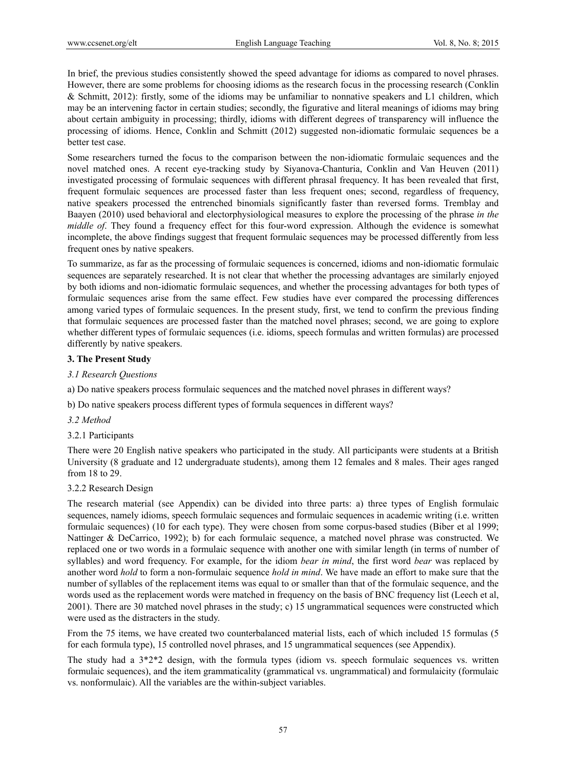In brief, the previous studies consistently showed the speed advantage for idioms as compared to novel phrases. However, there are some problems for choosing idioms as the research focus in the processing research (Conklin & Schmitt, 2012): firstly, some of the idioms may be unfamiliar to nonnative speakers and L1 children, which may be an intervening factor in certain studies; secondly, the figurative and literal meanings of idioms may bring about certain ambiguity in processing; thirdly, idioms with different degrees of transparency will influence the processing of idioms. Hence, Conklin and Schmitt (2012) suggested non-idiomatic formulaic sequences be a better test case.

Some researchers turned the focus to the comparison between the non-idiomatic formulaic sequences and the novel matched ones. A recent eye-tracking study by Siyanova-Chanturia, Conklin and Van Heuven (2011) investigated processing of formulaic sequences with different phrasal frequency. It has been revealed that first, frequent formulaic sequences are processed faster than less frequent ones; second, regardless of frequency, native speakers processed the entrenched binomials significantly faster than reversed forms. Tremblay and Baayen (2010) used behavioral and electorphysiological measures to explore the processing of the phrase *in the middle of*. They found a frequency effect for this four-word expression. Although the evidence is somewhat incomplete, the above findings suggest that frequent formulaic sequences may be processed differently from less frequent ones by native speakers.

To summarize, as far as the processing of formulaic sequences is concerned, idioms and non-idiomatic formulaic sequences are separately researched. It is not clear that whether the processing advantages are similarly enjoyed by both idioms and non-idiomatic formulaic sequences, and whether the processing advantages for both types of formulaic sequences arise from the same effect. Few studies have ever compared the processing differences among varied types of formulaic sequences. In the present study, first, we tend to confirm the previous finding that formulaic sequences are processed faster than the matched novel phrases; second, we are going to explore whether different types of formulaic sequences (i.e. idioms, speech formulas and written formulas) are processed differently by native speakers.

## 3. The Present Study

### *3.1 Research Questions*

a) Do native speakers process formulaic sequences and the matched novel phrases in different ways?

b) Do native speakers process different types of formula sequences in different ways?

### *3.2 Method*

#### 3.2.1 Participants

There were 20 English native speakers who participated in the study. All participants were students at a British University (8 graduate and 12 undergraduate students), among them 12 females and 8 males. Their ages ranged from 18 to 29.

#### 3.2.2 Research Design

The research material (see Appendix) can be divided into three parts: a) three types of English formulaic sequences, namely idioms, speech formulaic sequences and formulaic sequences in academic writing (i.e. written formulaic sequences) (10 for each type). They were chosen from some corpus-based studies (Biber et al 1999; Nattinger & DeCarrico, 1992); b) for each formulaic sequence, a matched novel phrase was constructed. We replaced one or two words in a formulaic sequence with another one with similar length (in terms of number of syllables) and word frequency. For example, for the idiom *bear in mind*, the first word *bear* was replaced by another word *hold* to form a non-formulaic sequence *hold in mind*. We have made an effort to make sure that the number of syllables of the replacement items was equal to or smaller than that of the formulaic sequence, and the words used as the replacement words were matched in frequency on the basis of BNC frequency list (Leech et al, 2001). There are 30 matched novel phrases in the study; c) 15 ungrammatical sequences were constructed which were used as the distracters in the study.

From the 75 items, we have created two counterbalanced material lists, each of which included 15 formulas (5 for each formula type), 15 controlled novel phrases, and 15 ungrammatical sequences (see Appendix).

The study had a 3*2*2 design, with the formula types (idiom vs. speech formulaic sequences vs. written formulaic sequences), and the item grammaticality (grammatical vs. ungrammatical) and formulaicity (formulaic vs. nonformulaic). All the variables are the within-subject variables.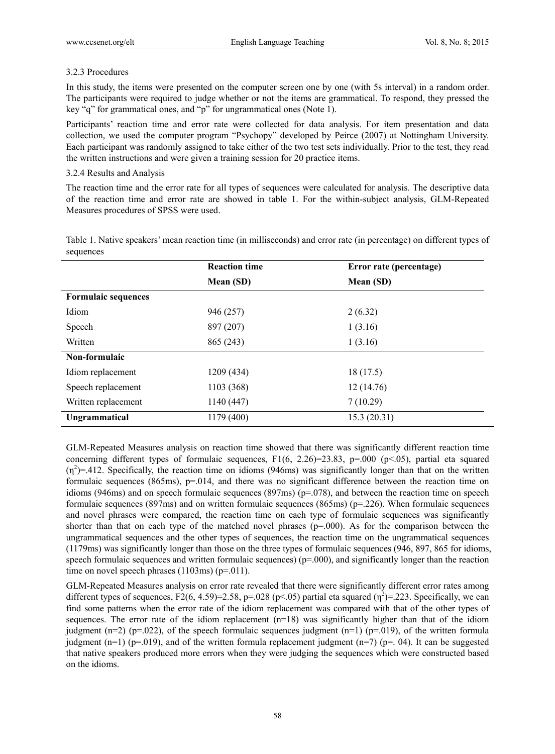3.2.3 Procedures

In this study, the items were presented on the computer screen one by one (with 5s interval) in a random order. The participants were required to judge whether or not the items are grammatical. To respond, they pressed the key "q" for grammatical ones, and "p" for ungrammatical ones (Note 1).

Participants' reaction time and error rate were collected for data analysis. For item presentation and data collection, we used the computer program "Psychopy" developed by Peirce (2007) at Nottingham University. Each participant was randomly assigned to take either of the two test sets individually. Prior to the test, they read the written instructions and were given a training session for 20 practice items.

3.2.4 Results and Analysis

The reaction time and the error rate for all types of sequences were calculated for analysis. The descriptive data of the reaction time and error rate are showed in table 1. For the within-subject analysis, GLM-Repeated Measures procedures of SPSS were used.

Table 1. Native speakers' mean reaction time (in milliseconds) and error rate (in percentage) on different types of sequences

| | **Reaction time** | **Error rate (percentage)** |
|---|---|---|
| | **Mean (SD)** | **Mean (SD)** |
| **Formulaic sequences** | | |
| Idiom | 946 (257) | 2 (6.32) |
| Speech | 897 (207) | 1 (3.16) |
| Written | 865 (243) | 1 (3.16) |
| **Non-formulaic** | | |
| Idiom replacement | 1209 (434) | 18 (17.5) |
| Speech replacement | 1103 (368) | 12 (14.76) |
| Written replacement | 1140 (447) | 7 (10.29) |
| **Ungrammatical** | 1179 (400) | 15.3 (20.31) |

GLM-Repeated Measures analysis on reaction time showed that there was significantly different reaction time concerning different types of formulaic sequences, $F1(6, 2.26)=23.83$, $p=.000$ ($p<.05$), partial eta squared ($\eta^2$)=.412. Specifically, the reaction time on idioms (946ms) was significantly longer than that on the written formulaic sequences (865ms), $p=.014$, and there was no significant difference between the reaction time on idioms (946ms) and on speech formulaic sequences (897ms) ($p=.078$), and between the reaction time on speech formulaic sequences (897ms) and on written formulaic sequences (865ms) ($p=.226$). When formulaic sequences and novel phrases were compared, the reaction time on each type of formulaic sequences was significantly shorter than that on each type of the matched novel phrases ($p=.000$). As for the comparison between the ungrammatical sequences and the other types of sequences, the reaction time on the ungrammatical sequences (1179ms) was significantly longer than those on the three types of formulaic sequences (946, 897, 865 for idioms, speech formulaic sequences and written formulaic sequences) ($p=.000$), and significantly longer than the reaction time on novel speech phrases (1103ms) ($p=.011$).

GLM-Repeated Measures analysis on error rate revealed that there were significantly different error rates among different types of sequences, $F2(6, 4.59)=2.58$, $p=.028$ ($p<.05$) partial eta squared ($\eta^2$)=.223. Specifically, we can find some patterns when the error rate of the idiom replacement was compared with that of the other types of sequences. The error rate of the idiom replacement ($n=18$) was significantly higher than that of the idiom judgment ($n=2$) ($p=.022$), of the speech formulaic sequences judgment ($n=1$) ($p=.019$), of the written formula judgment ($n=1$) ($p=.019$), and of the written formula replacement judgment ($n=7$) ($p=. 04$). It can be suggested that native speakers produced more errors when they were judging the sequences which were constructed based on the idioms.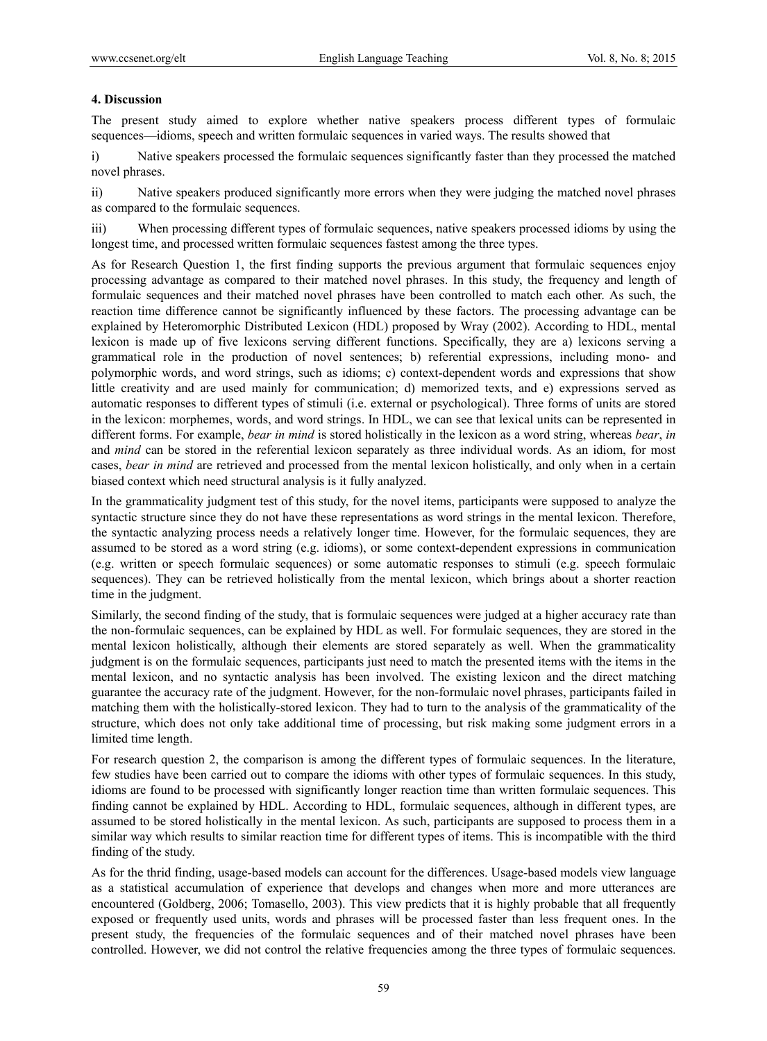## 4. Discussion

The present study aimed to explore whether native speakers process different types of formulaic sequences—idioms, speech and written formulaic sequences in varied ways. The results showed that

i) Native speakers processed the formulaic sequences significantly faster than they processed the matched novel phrases.

ii) Native speakers produced significantly more errors when they were judging the matched novel phrases as compared to the formulaic sequences.

iii) When processing different types of formulaic sequences, native speakers processed idioms by using the longest time, and processed written formulaic sequences fastest among the three types.

As for Research Question 1, the first finding supports the previous argument that formulaic sequences enjoy processing advantage as compared to their matched novel phrases. In this study, the frequency and length of formulaic sequences and their matched novel phrases have been controlled to match each other. As such, the reaction time difference cannot be significantly influenced by these factors. The processing advantage can be explained by Heteromorphic Distributed Lexicon (HDL) proposed by Wray (2002). According to HDL, mental lexicon is made up of five lexicons serving different functions. Specifically, they are a) lexicons serving a grammatical role in the production of novel sentences; b) referential expressions, including mono- and polymorphic words, and word strings, such as idioms; c) context-dependent words and expressions that show little creativity and are used mainly for communication; d) memorized texts, and e) expressions served as automatic responses to different types of stimuli (i.e. external or psychological). Three forms of units are stored in the lexicon: morphemes, words, and word strings. In HDL, we can see that lexical units can be represented in different forms. For example, *bear in mind* is stored holistically in the lexicon as a word string, whereas *bear*, *in* and *mind* can be stored in the referential lexicon separately as three individual words. As an idiom, for most cases, *bear in mind* are retrieved and processed from the mental lexicon holistically, and only when in a certain biased context which need structural analysis is it fully analyzed.

In the grammaticality judgment test of this study, for the novel items, participants were supposed to analyze the syntactic structure since they do not have these representations as word strings in the mental lexicon. Therefore, the syntactic analyzing process needs a relatively longer time. However, for the formulaic sequences, they are assumed to be stored as a word string (e.g. idioms), or some context-dependent expressions in communication (e.g. written or speech formulaic sequences) or some automatic responses to stimuli (e.g. speech formulaic sequences). They can be retrieved holistically from the mental lexicon, which brings about a shorter reaction time in the judgment.

Similarly, the second finding of the study, that is formulaic sequences were judged at a higher accuracy rate than the non-formulaic sequences, can be explained by HDL as well. For formulaic sequences, they are stored in the mental lexicon holistically, although their elements are stored separately as well. When the grammaticality judgment is on the formulaic sequences, participants just need to match the presented items with the items in the mental lexicon, and no syntactic analysis has been involved. The existing lexicon and the direct matching guarantee the accuracy rate of the judgment. However, for the non-formulaic novel phrases, participants failed in matching them with the holistically-stored lexicon. They had to turn to the analysis of the grammaticality of the structure, which does not only take additional time of processing, but risk making some judgment errors in a limited time length.

For research question 2, the comparison is among the different types of formulaic sequences. In the literature, few studies have been carried out to compare the idioms with other types of formulaic sequences. In this study, idioms are found to be processed with significantly longer reaction time than written formulaic sequences. This finding cannot be explained by HDL. According to HDL, formulaic sequences, although in different types, are assumed to be stored holistically in the mental lexicon. As such, participants are supposed to process them in a similar way which results to similar reaction time for different types of items. This is incompatible with the third finding of the study.

As for the thrid finding, usage-based models can account for the differences. Usage-based models view language as a statistical accumulation of experience that develops and changes when more and more utterances are encountered (Goldberg, 2006; Tomasello, 2003). This view predicts that it is highly probable that all frequently exposed or frequently used units, words and phrases will be processed faster than less frequent ones. In the present study, the frequencies of the formulaic sequences and of their matched novel phrases have been controlled. However, we did not control the relative frequencies among the three types of formulaic sequences.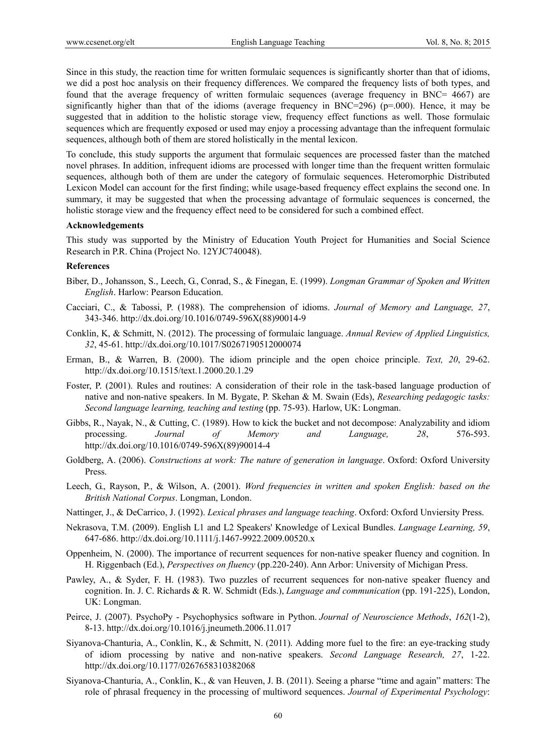Since in this study, the reaction time for written formulaic sequences is significantly shorter than that of idioms, we did a post hoc analysis on their frequency differences. We compared the frequency lists of both types, and found that the average frequency of written formulaic sequences (average frequency in BNC= 4667) are significantly higher than that of the idioms (average frequency in BNC=296) (p=.000). Hence, it may be suggested that in addition to the holistic storage view, frequency effect functions as well. Those formulaic sequences which are frequently exposed or used may enjoy a processing advantage than the infrequent formulaic sequences, although both of them are stored holistically in the mental lexicon.

To conclude, this study supports the argument that formulaic sequences are processed faster than the matched novel phrases. In addition, infrequent idioms are processed with longer time than the frequent written formulaic sequences, although both of them are under the category of formulaic sequences. Heteromorphic Distributed Lexicon Model can account for the first finding; while usage-based frequency effect explains the second one. In summary, it may be suggested that when the processing advantage of formulaic sequences is concerned, the holistic storage view and the frequency effect need to be considered for such a combined effect.

### Acknowledgements

This study was supported by the Ministry of Education Youth Project for Humanities and Social Science Research in P.R. China (Project No. 12YJC740048).

### References

Biber, D., Johansson, S., Leech, G., Conrad, S., & Finegan, E. (1999). *Longman Grammar of Spoken and Written English*. Harlow: Pearson Education.

Cacciari, C., & Tabossi, P. (1988). The comprehension of idioms. *Journal of Memory and Language, 27*, 343-346. http://dx.doi.org/10.1016/0749-596X(88)90014-9

Conklin, K, & Schmitt, N. (2012). The processing of formulaic language. *Annual Review of Applied Linguistics, 32*, 45-61. http://dx.doi.org/10.1017/S0267190512000074

Erman, B., & Warren, B. (2000). The idiom principle and the open choice principle. *Text, 20*, 29-62. http://dx.doi.org/10.1515/text.1.2000.20.1.29

Foster, P. (2001). Rules and routines: A consideration of their role in the task-based language production of native and non-native speakers. In M. Bygate, P. Skehan & M. Swain (Eds), *Researching pedagogic tasks: Second language learning, teaching and testing* (pp. 75-93). Harlow, UK: Longman.

Gibbs, R., Nayak, N., & Cutting, C. (1989). How to kick the bucket and not decompose: Analyzability and idiom processing. *Journal of Memory and Language, 28*, 576-593. http://dx.doi.org/10.1016/0749-596X(89)90014-4

Goldberg, A. (2006). *Constructions at work: The nature of generation in language*. Oxford: Oxford University Press.

Leech, G., Rayson, P., & Wilson, A. (2001). *Word frequencies in written and spoken English: based on the British National Corpus*. Longman, London.

Nattinger, J., & DeCarrico, J. (1992). *Lexical phrases and language teaching*. Oxford: Oxford Unviersity Press.

Nekrasova, T.M. (2009). English L1 and L2 Speakers' Knowledge of Lexical Bundles. *Language Learning, 59*, 647-686. http://dx.doi.org/10.1111/j.1467-9922.2009.00520.x

Oppenheim, N. (2000). The importance of recurrent sequences for non-native speaker fluency and cognition. In H. Riggenbach (Ed.), *Perspectives on fluency* (pp.220-240). Ann Arbor: University of Michigan Press.

Pawley, A., & Syder, F. H. (1983). Two puzzles of recurrent sequences for non-native speaker fluency and cognition. In. J. C. Richards & R. W. Schmidt (Eds.), *Language and communication* (pp. 191-225), London, UK: Longman.

Peirce, J. (2007). PsychoPy - Psychophysics software in Python. *Journal of Neuroscience Methods*, *162*(1-2), 8-13. http://dx.doi.org/10.1016/j.jneumeth.2006.11.017

Siyanova-Chanturia, A., Conklin, K., & Schmitt, N. (2011). Adding more fuel to the fire: an eye-tracking study of idiom processing by native and non-native speakers. *Second Language Research, 27*, 1-22. http://dx.doi.org/10.1177/0267658310382068

Siyanova-Chanturia, A., Conklin, K., & van Heuven, J. B. (2011). Seeing a pharse "time and again" matters: The role of phrasal frequency in the processing of multiword sequences. *Journal of Experimental Psychology*: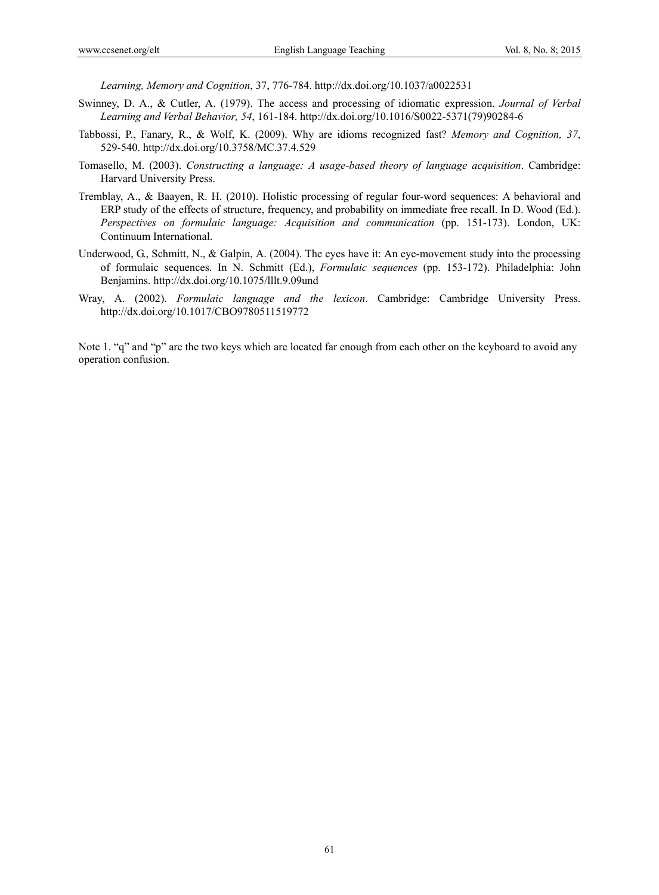*Learning, Memory and Cognition*, 37, 776-784. http://dx.doi.org/10.1037/a0022531

Swinney, D. A., & Cutler, A. (1979). The access and processing of idiomatic expression. *Journal of Verbal Learning and Verbal Behavior, 54*, 161-184. http://dx.doi.org/10.1016/S0022-5371(79)90284-6

Tabbossi, P., Fanary, R., & Wolf, K. (2009). Why are idioms recognized fast? *Memory and Cognition, 37*, 529-540. http://dx.doi.org/10.3758/MC.37.4.529

Tomasello, M. (2003). *Constructing a language: A usage-based theory of language acquisition*. Cambridge: Harvard University Press.

Tremblay, A., & Baayen, R. H. (2010). Holistic processing of regular four-word sequences: A behavioral and ERP study of the effects of structure, frequency, and probability on immediate free recall. In D. Wood (Ed.). *Perspectives on formulaic language: Acquisition and communication* (pp. 151-173). London, UK: Continuum International.

Underwood, G., Schmitt, N., & Galpin, A. (2004). The eyes have it: An eye-movement study into the processing of formulaic sequences. In N. Schmitt (Ed.), *Formulaic sequences* (pp. 153-172). Philadelphia: John Benjamins. http://dx.doi.org/10.1075/lllt.9.09und

Wray, A. (2002). *Formulaic language and the lexicon*. Cambridge: Cambridge University Press. http://dx.doi.org/10.1017/CBO9780511519772

Note 1. "q" and "p" are the two keys which are located far enough from each other on the keyboard to avoid any operation confusion.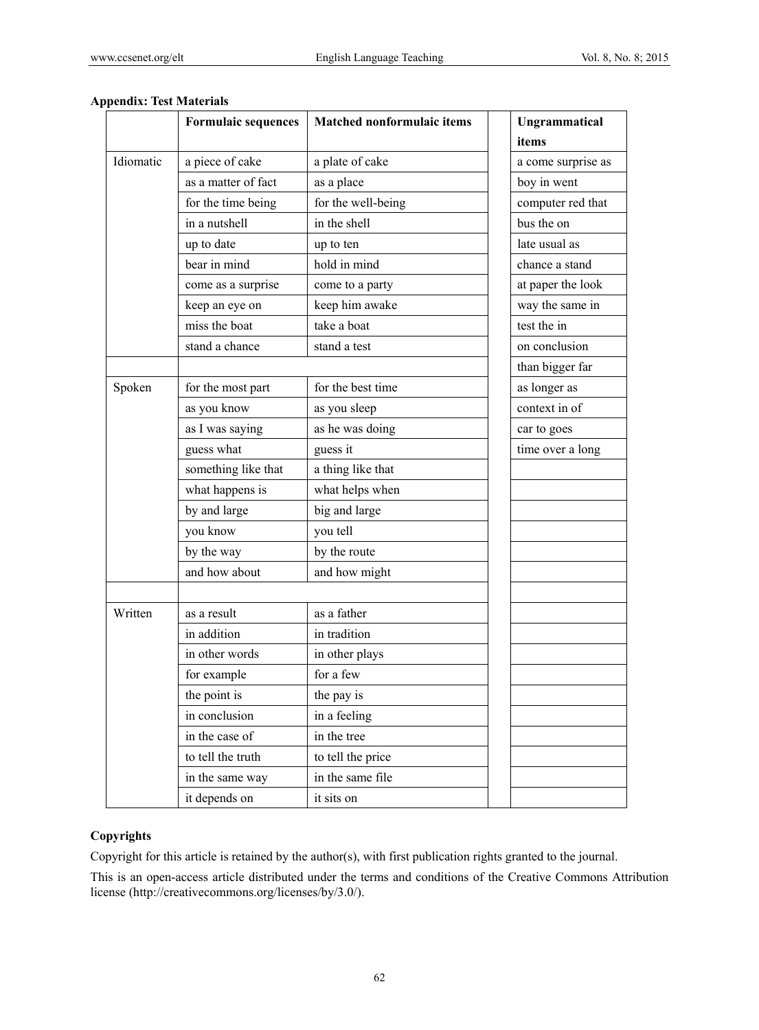**Appendix: Test Materials**

| | Formulaic sequences | Matched nonformulaic items | | Ungrammatical items |
|---|---|---|---|---|
| Idiomatic | a piece of cake | a plate of cake | | a come surprise as |
| | as a matter of fact | as a place | | boy in went |
| | for the time being | for the well-being | | computer red that |
| | in a nutshell | in the shell | | bus the on |
| | up to date | up to ten | | late usual as |
| | bear in mind | hold in mind | | chance a stand |
| | come as a surprise | come to a party | | at paper the look |
| | keep an eye on | keep him awake | | way the same in |
| | miss the boat | take a boat | | test the in |
| | stand a chance | stand a test | | on conclusion |
| | | | | than bigger far |
| Spoken | for the most part | for the best time | | as longer as |
| | as you know | as you sleep | | context in of |
| | as I was saying | as he was doing | | car to goes |
| | guess what | guess it | | time over a long |
| | something like that | a thing like that | | |
| | what happens is | what helps when | | |
| | by and large | big and large | | |
| | you know | you tell | | |
| | by the way | by the route | | |
| | and how about | and how might | | |
| | | | | |
| Written | as a result | as a father | | |
| | in addition | in tradition | | |
| | in other words | in other plays | | |
| | for example | for a few | | |
| | the point is | the pay is | | |
| | in conclusion | in a feeling | | |
| | in the case of | in the tree | | |
| | to tell the truth | to tell the price | | |
| | in the same way | in the same file | | |
| | it depends on | it sits on | | |

## Copyrights

Copyright for this article is retained by the author(s), with first publication rights granted to the journal.

This is an open-access article distributed under the terms and conditions of the Creative Commons Attribution license (http://creativecommons.org/licenses/by/3.0/).